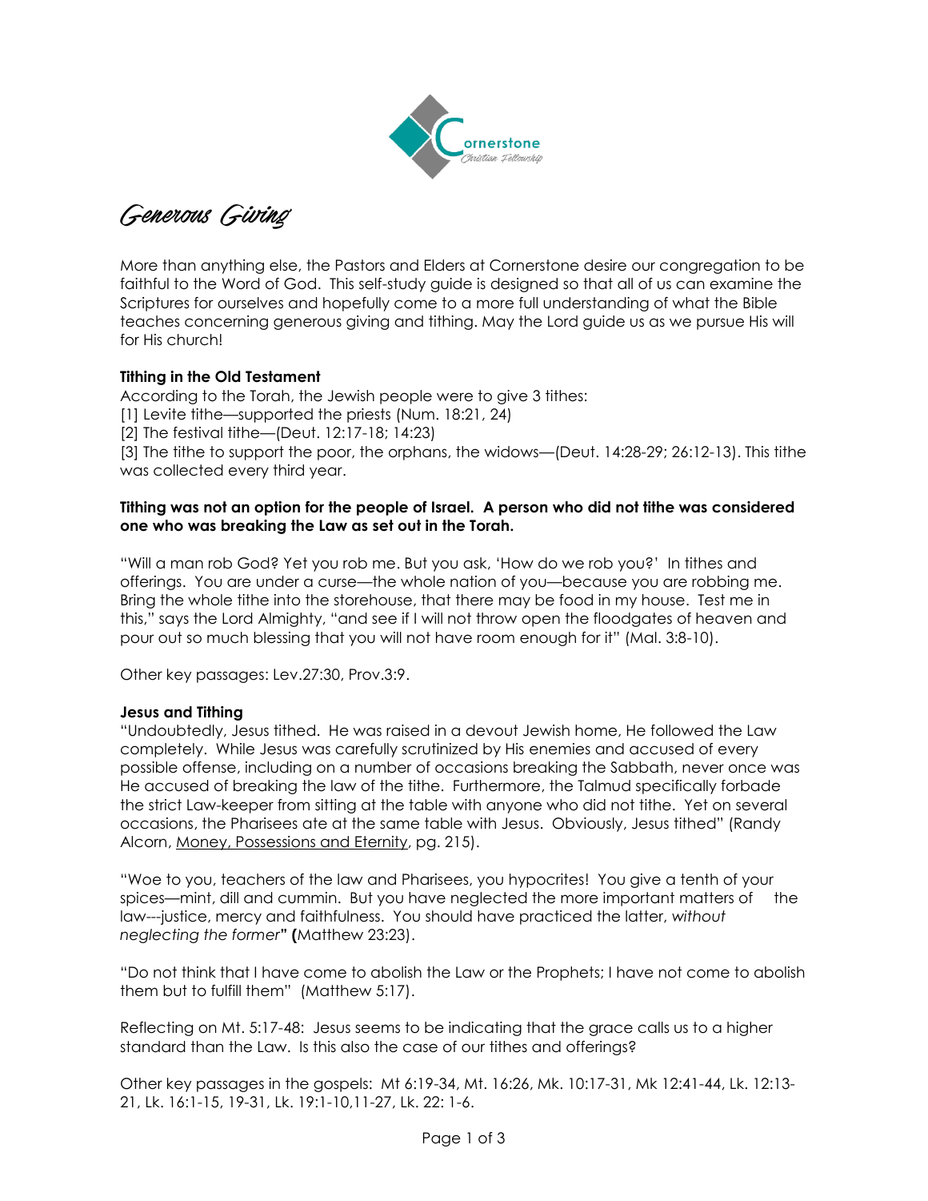Cornerstone
Christian Fellowship

# Generous Giving

More than anything else, the Pastors and Elders at Cornerstone desire our congregation to be faithful to the Word of God. This self-study guide is designed so that all of us can examine the Scriptures for ourselves and hopefully come to a more full understanding of what the Bible teaches concerning generous giving and tithing. May the Lord guide us as we pursue His will for His church!

**Tithing in the Old Testament**

According to the Torah, the Jewish people were to give 3 tithes:
[1] Levite tithe—supported the priests (Num. 18:21, 24)
[2] The festival tithe—(Deut. 12:17-18; 14:23)
[3] The tithe to support the poor, the orphans, the widows—(Deut. 14:28-29; 26:12-13). This tithe was collected every third year.

**Tithing was not an option for the people of Israel. A person who did not tithe was considered one who was breaking the Law as set out in the Torah.**

"Will a man rob God? Yet you rob me. But you ask, 'How do we rob you?' In tithes and offerings. You are under a curse—the whole nation of you—because you are robbing me. Bring the whole tithe into the storehouse, that there may be food in my house. Test me in this," says the Lord Almighty, "and see if I will not throw open the floodgates of heaven and pour out so much blessing that you will not have room enough for it" (Mal. 3:8-10).

Other key passages: Lev.27:30, Prov.3:9.

**Jesus and Tithing**

"Undoubtedly, Jesus tithed. He was raised in a devout Jewish home, He followed the Law completely. While Jesus was carefully scrutinized by His enemies and accused of every possible offense, including on a number of occasions breaking the Sabbath, never once was He accused of breaking the law of the tithe. Furthermore, the Talmud specifically forbade the strict Law-keeper from sitting at the table with anyone who did not tithe. Yet on several occasions, the Pharisees ate at the same table with Jesus. Obviously, Jesus tithed" (Randy Alcorn, <u>Money, Possessions and Eternity</u>, pg. 215).

"Woe to you, teachers of the law and Pharisees, you hypocrites! You give a tenth of your spices—mint, dill and cummin. But you have neglected the more important matters of the law---justice, mercy and faithfulness. You should have practiced the latter, *without neglecting the former*" (Matthew 23:23).

"Do not think that I have come to abolish the Law or the Prophets; I have not come to abolish them but to fulfill them" (Matthew 5:17).

Reflecting on Mt. 5:17-48: Jesus seems to be indicating that the grace calls us to a higher standard than the Law. Is this also the case of our tithes and offerings?

Other key passages in the gospels: Mt 6:19-34, Mt. 16:26, Mk. 10:17-31, Mk 12:41-44, Lk. 12:13-21, Lk. 16:1-15, 19-31, Lk. 19:1-10,11-27, Lk. 22: 1-6.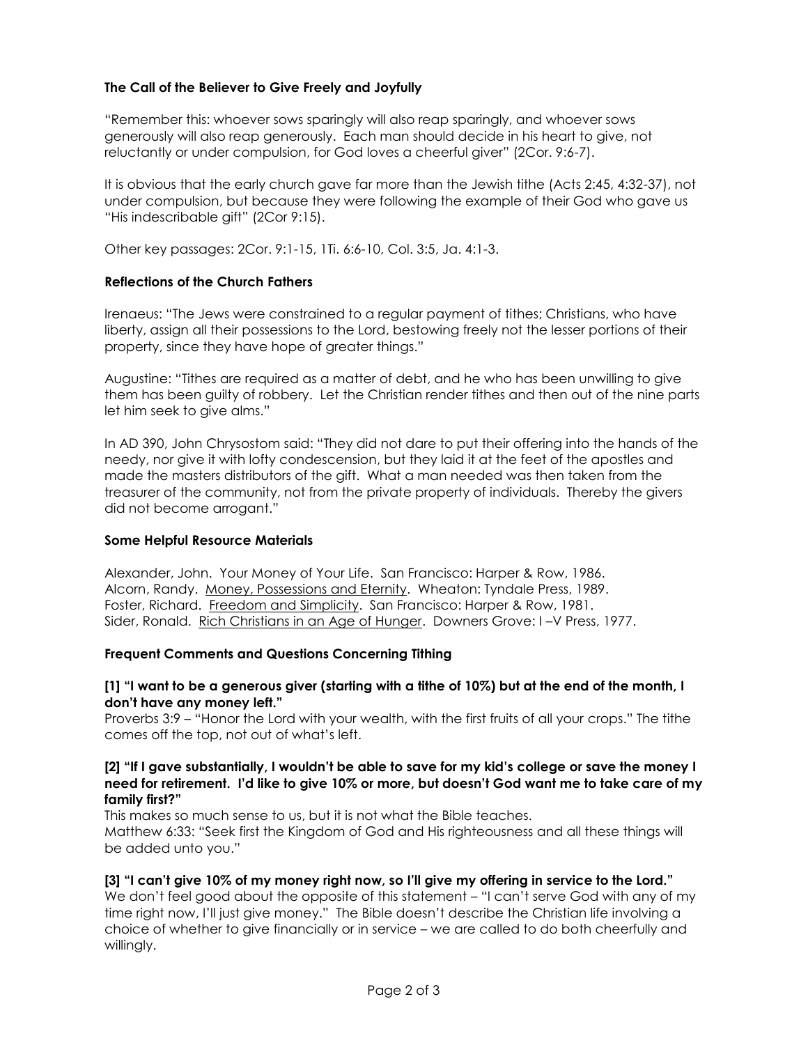### The Call of the Believer to Give Freely and Joyfully

"Remember this: whoever sows sparingly will also reap sparingly, and whoever sows generously will also reap generously. Each man should decide in his heart to give, not reluctantly or under compulsion, for God loves a cheerful giver" (2Cor. 9:6-7).

It is obvious that the early church gave far more than the Jewish tithe (Acts 2:45, 4:32-37), not under compulsion, but because they were following the example of their God who gave us "His indescribable gift" (2Cor 9:15).

Other key passages: 2Cor. 9:1-15, 1Ti. 6:6-10, Col. 3:5, Ja. 4:1-3.

### Reflections of the Church Fathers

Irenaeus: "The Jews were constrained to a regular payment of tithes; Christians, who have liberty, assign all their possessions to the Lord, bestowing freely not the lesser portions of their property, since they have hope of greater things."

Augustine: "Tithes are required as a matter of debt, and he who has been unwilling to give them has been guilty of robbery. Let the Christian render tithes and then out of the nine parts let him seek to give alms."

In AD 390, John Chrysostom said: "They did not dare to put their offering into the hands of the needy, nor give it with lofty condescension, but they laid it at the feet of the apostles and made the masters distributors of the gift. What a man needed was then taken from the treasurer of the community, not from the private property of individuals. Thereby the givers did not become arrogant."

### Some Helpful Resource Materials

Alexander, John. Your Money of Your Life. San Francisco: Harper & Row, 1986.
Alcorn, Randy. Money, Possessions and Eternity. Wheaton: Tyndale Press, 1989.
Foster, Richard. Freedom and Simplicity. San Francisco: Harper & Row, 1981.
Sider, Ronald. Rich Christians in an Age of Hunger. Downers Grove: I –V Press, 1977.

### Frequent Comments and Questions Concerning Tithing

**[1] "I want to be a generous giver (starting with a tithe of 10%) but at the end of the month, I don't have any money left."**

Proverbs 3:9 – "Honor the Lord with your wealth, with the first fruits of all your crops." The tithe comes off the top, not out of what's left.

**[2] "If I gave substantially, I wouldn't be able to save for my kid's college or save the money I need for retirement. I'd like to give 10% or more, but doesn't God want me to take care of my family first?"**

This makes so much sense to us, but it is not what the Bible teaches.
Matthew 6:33: "Seek first the Kingdom of God and His righteousness and all these things will be added unto you."

**[3] "I can't give 10% of my money right now, so I'll give my offering in service to the Lord."**

We don't feel good about the opposite of this statement – "I can't serve God with any of my time right now, I'll just give money." The Bible doesn't describe the Christian life involving a choice of whether to give financially or in service – we are called to do both cheerfully and willingly.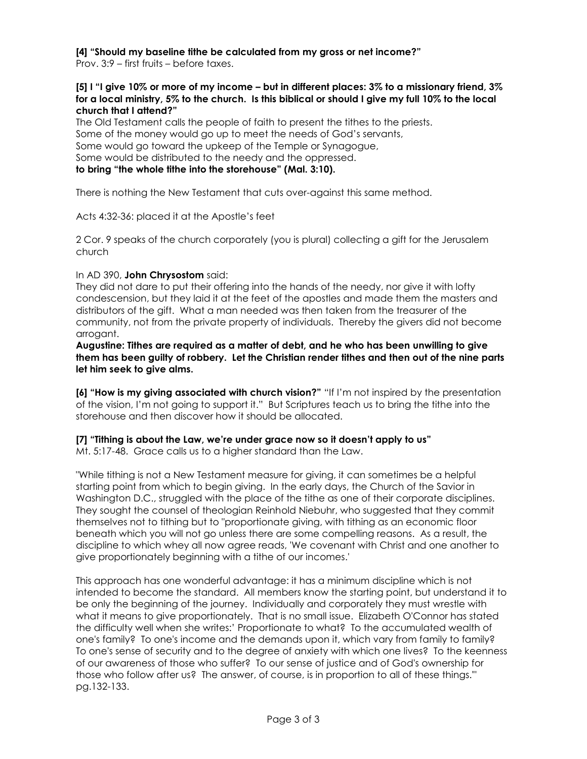**[4] "Should my baseline tithe be calculated from my gross or net income?"**
Prov. 3:9 – first fruits – before taxes.

**[5] I "I give 10% or more of my income – but in different places: 3% to a missionary friend, 3% for a local ministry, 5% to the church. Is this biblical or should I give my full 10% to the local church that I attend?"**

The Old Testament calls the people of faith to present the tithes to the priests.
Some of the money would go up to meet the needs of God's servants,
Some would go toward the upkeep of the Temple or Synagogue,
Some would be distributed to the needy and the oppressed.
**to bring "the whole tithe into the storehouse" (Mal. 3:10).**

There is nothing the New Testament that cuts over-against this same method.

Acts 4:32-36: placed it at the Apostle's feet

2 Cor. 9 speaks of the church corporately (you is plural) collecting a gift for the Jerusalem church

In AD 390, **John Chrysostom** said:
They did not dare to put their offering into the hands of the needy, nor give it with lofty condescension, but they laid it at the feet of the apostles and made them the masters and distributors of the gift. What a man needed was then taken from the treasurer of the community, not from the private property of individuals. Thereby the givers did not become arrogant.
**Augustine: Tithes are required as a matter of debt, and he who has been unwilling to give them has been guilty of robbery. Let the Christian render tithes and then out of the nine parts let him seek to give alms.**

**[6] "How is my giving associated with church vision?"** "If I'm not inspired by the presentation of the vision, I'm not going to support it." But Scriptures teach us to bring the tithe into the storehouse and then discover how it should be allocated.

**[7] "Tithing is about the Law, we're under grace now so it doesn't apply to us"**
Mt. 5:17-48. Grace calls us to a higher standard than the Law.

"While tithing is not a New Testament measure for giving, it can sometimes be a helpful starting point from which to begin giving. In the early days, the Church of the Savior in Washington D.C., struggled with the place of the tithe as one of their corporate disciplines. They sought the counsel of theologian Reinhold Niebuhr, who suggested that they commit themselves not to tithing but to "proportionate giving, with tithing as an economic floor beneath which you will not go unless there are some compelling reasons. As a result, the discipline to which whey all now agree reads, 'We covenant with Christ and one another to give proportionately beginning with a tithe of our incomes.'

This approach has one wonderful advantage: it has a minimum discipline which is not intended to become the standard. All members know the starting point, but understand it to be only the beginning of the journey. Individually and corporately they must wrestle with what it means to give proportionately. That is no small issue. Elizabeth O'Connor has stated the difficulty well when she writes:' Proportionate to what? To the accumulated wealth of one's family? To one's income and the demands upon it, which vary from family to family? To one's sense of security and to the degree of anxiety with which one lives? To the keenness of our awareness of those who suffer? To our sense of justice and of God's ownership for those who follow after us? The answer, of course, is in proportion to all of these things."' pg.132-133.